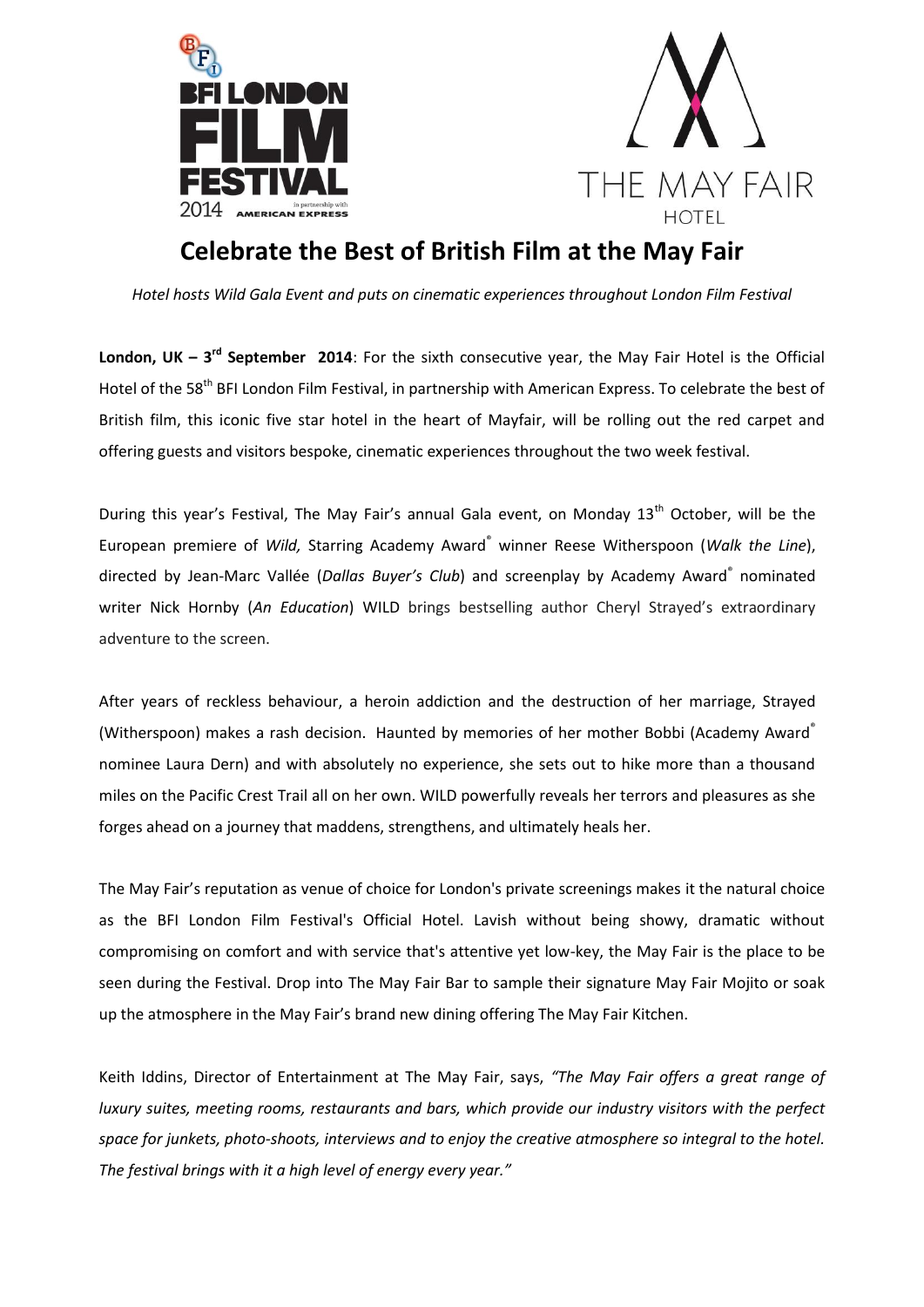# Celebrate the Best of British Film at the May Fair

*Hotel hosts Wild Gala Event and puts on cinematic experiences throughout London Film Festival*

**London, UK – 3rd September 2014**: For the sixth consecutive year, the May Fair Hotel is the Official Hotel of the 58th BFI London Film Festival, in partnership with American Express. To celebrate the best of British film, this iconic five star hotel in the heart of Mayfair, will be rolling out the red carpet and offering guests and visitors bespoke, cinematic experiences throughout the two week festival.

During this year's Festival, The May Fair's annual Gala event, on Monday 13th October, will be the European premiere of *Wild,* Starring Academy Award® winner Reese Witherspoon (*Walk the Line*), directed by Jean-Marc Vallée (*Dallas Buyer's Club*) and screenplay by Academy Award® nominated writer Nick Hornby (*An Education*) WILD brings bestselling author Cheryl Strayed's extraordinary adventure to the screen.

After years of reckless behaviour, a heroin addiction and the destruction of her marriage, Strayed (Witherspoon) makes a rash decision. Haunted by memories of her mother Bobbi (Academy Award® nominee Laura Dern) and with absolutely no experience, she sets out to hike more than a thousand miles on the Pacific Crest Trail all on her own. WILD powerfully reveals her terrors and pleasures as she forges ahead on a journey that maddens, strengthens, and ultimately heals her.

The May Fair's reputation as venue of choice for London's private screenings makes it the natural choice as the BFI London Film Festival's Official Hotel. Lavish without being showy, dramatic without compromising on comfort and with service that's attentive yet low-key, the May Fair is the place to be seen during the Festival. Drop into The May Fair Bar to sample their signature May Fair Mojito or soak up the atmosphere in the May Fair's brand new dining offering The May Fair Kitchen.

Keith Iddins, Director of Entertainment at The May Fair, says, *"The May Fair offers a great range of luxury suites, meeting rooms, restaurants and bars, which provide our industry visitors with the perfect space for junkets, photo-shoots, interviews and to enjoy the creative atmosphere so integral to the hotel. The festival brings with it a high level of energy every year."*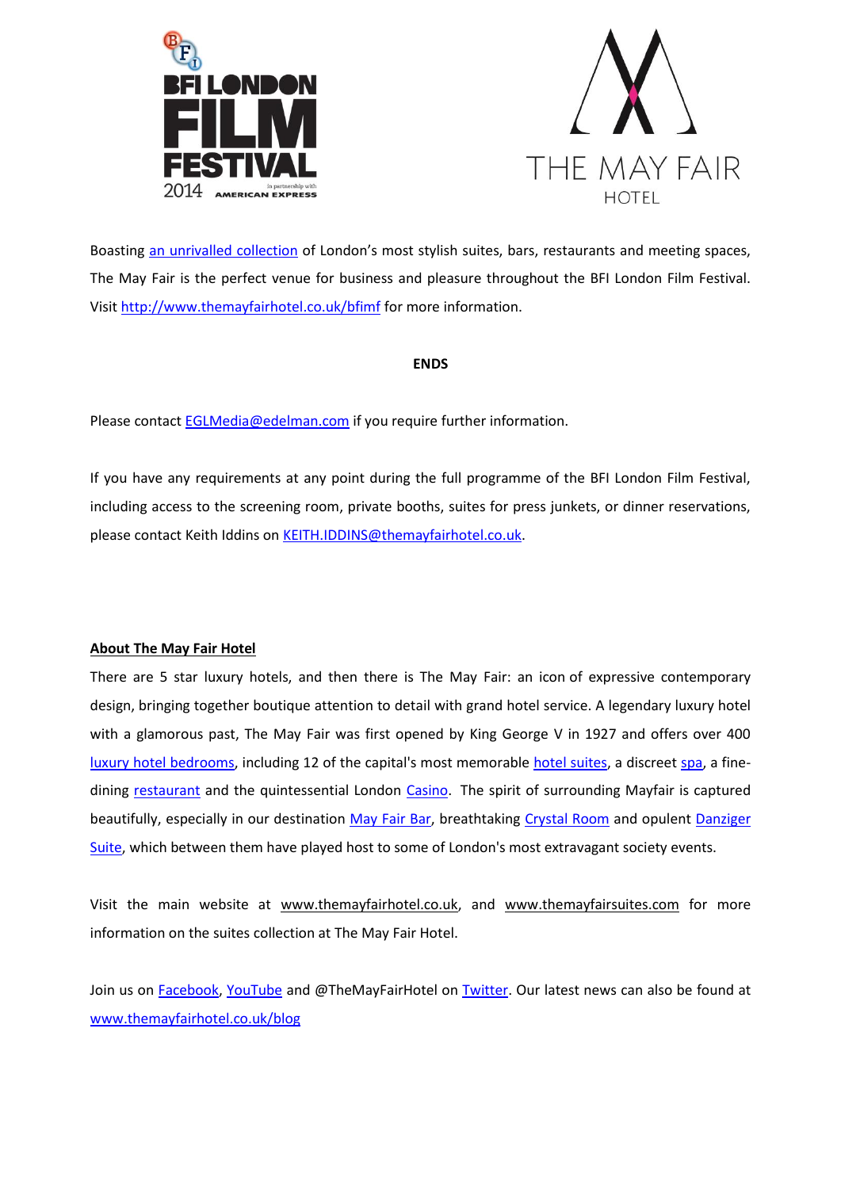Boasting an unrivalled collection of London's most stylish suites, bars, restaurants and meeting spaces, The May Fair is the perfect venue for business and pleasure throughout the BFI London Film Festival. Visit http://www.themayfairhotel.co.uk/bfimf for more information.

**ENDS**

Please contact EGLMedia@edelman.com if you require further information.

If you have any requirements at any point during the full programme of the BFI London Film Festival, including access to the screening room, private booths, suites for press junkets, or dinner reservations, please contact Keith Iddins on KEITH.IDDINS@themayfairhotel.co.uk.

**About The May Fair Hotel**

There are 5 star luxury hotels, and then there is The May Fair: an icon of expressive contemporary design, bringing together boutique attention to detail with grand hotel service. A legendary luxury hotel with a glamorous past, The May Fair was first opened by King George V in 1927 and offers over 400 luxury hotel bedrooms, including 12 of the capital's most memorable hotel suites, a discreet spa, a fine-dining restaurant and the quintessential London Casino. The spirit of surrounding Mayfair is captured beautifully, especially in our destination May Fair Bar, breathtaking Crystal Room and opulent Danziger Suite, which between them have played host to some of London's most extravagant society events.

Visit the main website at www.themayfairhotel.co.uk, and www.themayfairsuites.com for more information on the suites collection at The May Fair Hotel.

Join us on Facebook, YouTube and @TheMayFairHotel on Twitter. Our latest news can also be found at www.themayfairhotel.co.uk/blog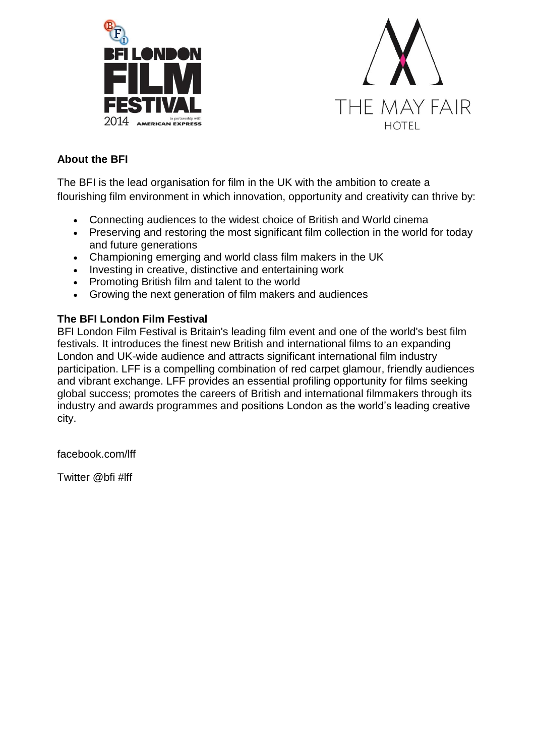## About the BFI

The BFI is the lead organisation for film in the UK with the ambition to create a flourishing film environment in which innovation, opportunity and creativity can thrive by:

- Connecting audiences to the widest choice of British and World cinema
- Preserving and restoring the most significant film collection in the world for today and future generations
- Championing emerging and world class film makers in the UK
- Investing in creative, distinctive and entertaining work
- Promoting British film and talent to the world
- Growing the next generation of film makers and audiences

## The BFI London Film Festival

BFI London Film Festival is Britain's leading film event and one of the world's best film festivals. It introduces the finest new British and international films to an expanding London and UK-wide audience and attracts significant international film industry participation. LFF is a compelling combination of red carpet glamour, friendly audiences and vibrant exchange. LFF provides an essential profiling opportunity for films seeking global success; promotes the careers of British and international filmmakers through its industry and awards programmes and positions London as the world's leading creative city.

facebook.com/lff

Twitter @bfi #lff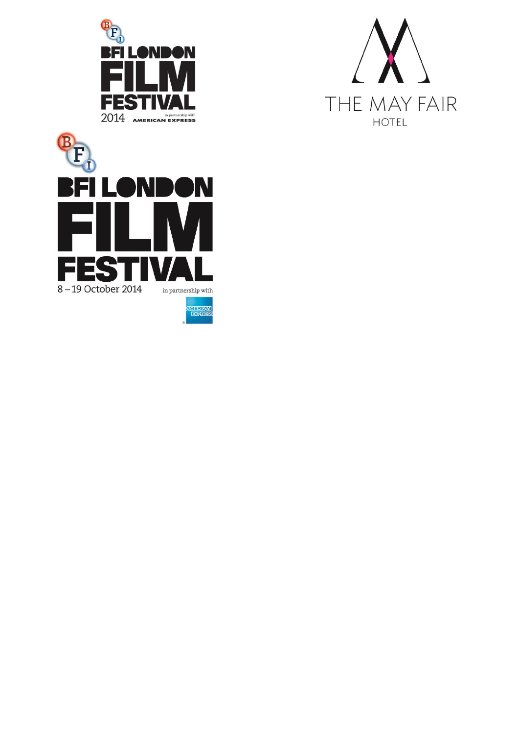BFI LONDON FILM FESTIVAL

2014

in partnership with AMERICAN EXPRESS

THE MAY FAIR HOTEL

BFI LONDON FILM FESTIVAL

8 – 19 October 2014

in partnership with

AMERICAN EXPRESS